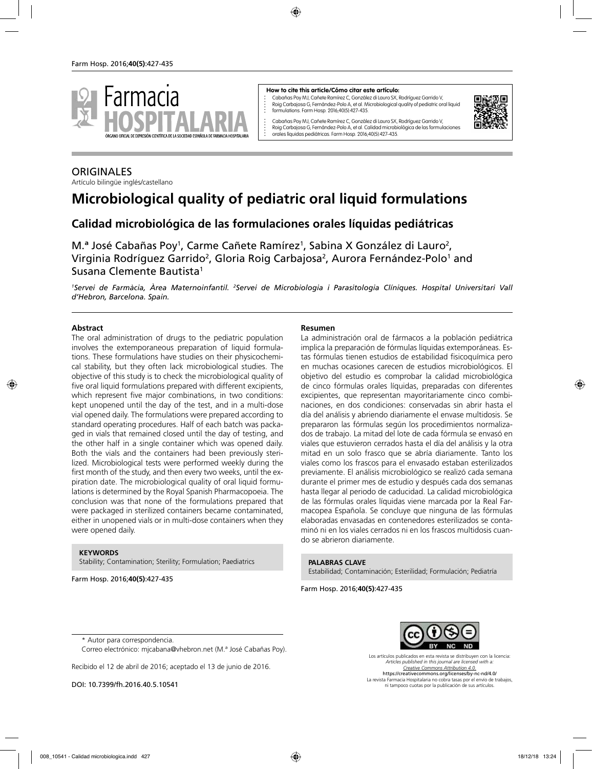**How to cite this article/Cómo citar este artículo:**

Cabañas Poy MJ, Cañete Ramírez C, González di Lauro SX, Rodríguez Garrido V, Roig Carbajosa G, Fernández-Polo A, et al. Microbiological quality of pediatric oral liquid formulations. Farm Hosp. 2016;40(5):427-435.

Cabañas Poy MJ, Cañete Ramírez C, González di Lauro SX, Rodríguez Garrido V, Roig Carbajosa G, Fernández-Polo A, et al. Calidad microbiológica de las formulaciones orales líquidas pediátricas. Farm Hosp. 2016;40(5):427-435.

ORIGINALES

Artículo bilingüe inglés/castellano

# Microbiological quality of pediatric oral liquid formulations

## Calidad microbiológica de las formulaciones orales líquidas pediátricas

M.ª José Cabañas Poy[1], Carme Cañete Ramírez[1], Sabina X González di Lauro[2], Virginia Rodríguez Garrido[2], Gloria Roig Carbajosa[2], Aurora Fernández-Polo[1] and Susana Clemente Bautista[1]

[1]*Servei de Farmàcia, Àrea Maternoinfantil.* [2]*Servei de Microbiologia i Parasitologia Clíniques. Hospital Universitari Vall d'Hebron, Barcelona. Spain.*

### Abstract

The oral administration of drugs to the pediatric population involves the extemporaneous preparation of liquid formulations. These formulations have studies on their physicochemical stability, but they often lack microbiological studies. The objective of this study is to check the microbiological quality of five oral liquid formulations prepared with different excipients, which represent five major combinations, in two conditions: kept unopened until the day of the test, and in a multi-dose vial opened daily. The formulations were prepared according to standard operating procedures. Half of each batch was packaged in vials that remained closed until the day of testing, and the other half in a single container which was opened daily. Both the vials and the containers had been previously sterilized. Microbiological tests were performed weekly during the first month of the study, and then every two weeks, until the expiration date. The microbiological quality of oral liquid formulations is determined by the Royal Spanish Pharmacopoeia. The conclusion was that none of the formulations prepared that were packaged in sterilized containers became contaminated, either in unopened vials or in multi-dose containers when they were opened daily.

**KEYWORDS**
Stability; Contamination; Sterility; Formulation; Paediatrics

### Resumen

La administración oral de fármacos a la población pediátrica implica la preparación de fórmulas líquidas extemporáneas. Estas fórmulas tienen estudios de estabilidad fisicoquímica pero en muchas ocasiones carecen de estudios microbiológicos. El objetivo del estudio es comprobar la calidad microbiológica de cinco fórmulas orales líquidas, preparadas con diferentes excipientes, que representan mayoritariamente cinco combinaciones, en dos condiciones: conservadas sin abrir hasta el día del análisis y abriendo diariamente el envase multidosis. Se prepararon las fórmulas según los procedimientos normalizados de trabajo. La mitad del lote de cada fórmula se envasó en viales que estuvieron cerrados hasta el día del análisis y la otra mitad en un solo frasco que se abría diariamente. Tanto los viales como los frascos para el envasado estaban esterilizados previamente. El análisis microbiológico se realizó cada semana durante el primer mes de estudio y después cada dos semanas hasta llegar al periodo de caducidad. La calidad microbiológica de las fórmulas orales líquidas viene marcada por la Real Farmacopea Española. Se concluye que ninguna de las fórmulas elaboradas envasadas en contenedores esterilizados se contaminó ni en los viales cerrados ni en los frascos multidosis cuando se abrieron diariamente.

**PALABRAS CLAVE**
Estabilidad; Contaminación; Esterilidad; Formulación; Pediatría

\* Autor para correspondencia.
Correo electrónico: mjcabana@vhebron.net (M.ª José Cabañas Poy).

Recibido el 12 de abril de 2016; aceptado el 13 de junio de 2016.

DOI: 10.7399/fh.2016.40.5.10541

Los artículos publicados en esta revista se distribuyen con la licencia:
*Articles published in this journal are licensed with a:*
*Creative Commons Attribution 4.0.*
https://creativecommons.org/licenses/by-nc-nd/4.0/
La revista Farmacia Hospitalaria no cobra tasas por el envío de trabajos, ni tampoco cuotas por la publicación de sus artículos.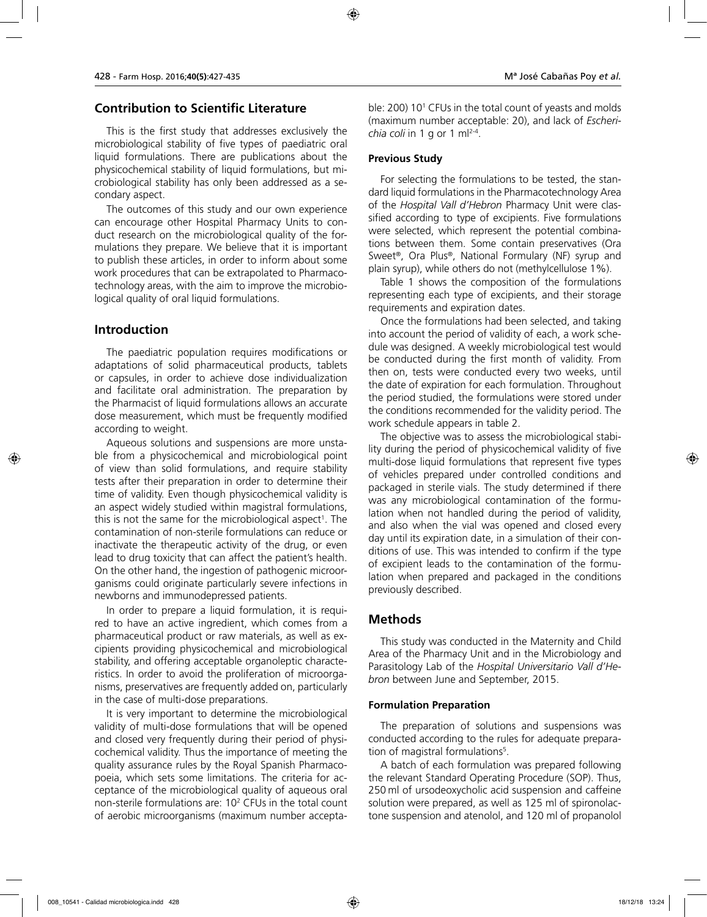## Contribution to Scientific Literature

This is the first study that addresses exclusively the microbiological stability of five types of paediatric oral liquid formulations. There are publications about the physicochemical stability of liquid formulations, but microbiological stability has only been addressed as a secondary aspect.

The outcomes of this study and our own experience can encourage other Hospital Pharmacy Units to conduct research on the microbiological quality of the formulations they prepare. We believe that it is important to publish these articles, in order to inform about some work procedures that can be extrapolated to Pharmacotechnology areas, with the aim to improve the microbiological quality of oral liquid formulations.

## Introduction

The paediatric population requires modifications or adaptations of solid pharmaceutical products, tablets or capsules, in order to achieve dose individualization and facilitate oral administration. The preparation by the Pharmacist of liquid formulations allows an accurate dose measurement, which must be frequently modified according to weight.

Aqueous solutions and suspensions are more unstable from a physicochemical and microbiological point of view than solid formulations, and require stability tests after their preparation in order to determine their time of validity. Even though physicochemical validity is an aspect widely studied within magistral formulations, this is not the same for the microbiological aspect[1]. The contamination of non-sterile formulations can reduce or inactivate the therapeutic activity of the drug, or even lead to drug toxicity that can affect the patient's health. On the other hand, the ingestion of pathogenic microorganisms could originate particularly severe infections in newborns and immunodepressed patients.

In order to prepare a liquid formulation, it is required to have an active ingredient, which comes from a pharmaceutical product or raw materials, as well as excipients providing physicochemical and microbiological stability, and offering acceptable organoleptic characteristics. In order to avoid the proliferation of microorganisms, preservatives are frequently added on, particularly in the case of multi-dose preparations.

It is very important to determine the microbiological validity of multi-dose formulations that will be opened and closed very frequently during their period of physicochemical validity. Thus the importance of meeting the quality assurance rules by the Royal Spanish Pharmacopoeia, which sets some limitations. The criteria for acceptance of the microbiological quality of aqueous oral non-sterile formulations are: $10^2$ CFUs in the total count of aerobic microorganisms (maximum number acceptable: 200) $10^1$ CFUs in the total count of yeasts and molds (maximum number acceptable: 20), and lack of *Escherichia coli* in 1 g or 1 ml[2-4].

### Previous Study

For selecting the formulations to be tested, the standard liquid formulations in the Pharmacotechnology Area of the *Hospital Vall d'Hebron* Pharmacy Unit were classified according to type of excipients. Five formulations were selected, which represent the potential combinations between them. Some contain preservatives (Ora Sweet®, Ora Plus®, National Formulary (NF) syrup and plain syrup), while others do not (methylcellulose 1%).

Table 1 shows the composition of the formulations representing each type of excipients, and their storage requirements and expiration dates.

Once the formulations had been selected, and taking into account the period of validity of each, a work schedule was designed. A weekly microbiological test would be conducted during the first month of validity. From then on, tests were conducted every two weeks, until the date of expiration for each formulation. Throughout the period studied, the formulations were stored under the conditions recommended for the validity period. The work schedule appears in table 2.

The objective was to assess the microbiological stability during the period of physicochemical validity of five multi-dose liquid formulations that represent five types of vehicles prepared under controlled conditions and packaged in sterile vials. The study determined if there was any microbiological contamination of the formulation when not handled during the period of validity, and also when the vial was opened and closed every day until its expiration date, in a simulation of their conditions of use. This was intended to confirm if the type of excipient leads to the contamination of the formulation when prepared and packaged in the conditions previously described.

## Methods

This study was conducted in the Maternity and Child Area of the Pharmacy Unit and in the Microbiology and Parasitology Lab of the *Hospital Universitario Vall d'Hebron* between June and September, 2015.

### Formulation Preparation

The preparation of solutions and suspensions was conducted according to the rules for adequate preparation of magistral formulations[5].

A batch of each formulation was prepared following the relevant Standard Operating Procedure (SOP). Thus, 250 ml of ursodeoxycholic acid suspension and caffeine solution were prepared, as well as 125 ml of spironolactone suspension and atenolol, and 120 ml of propanolol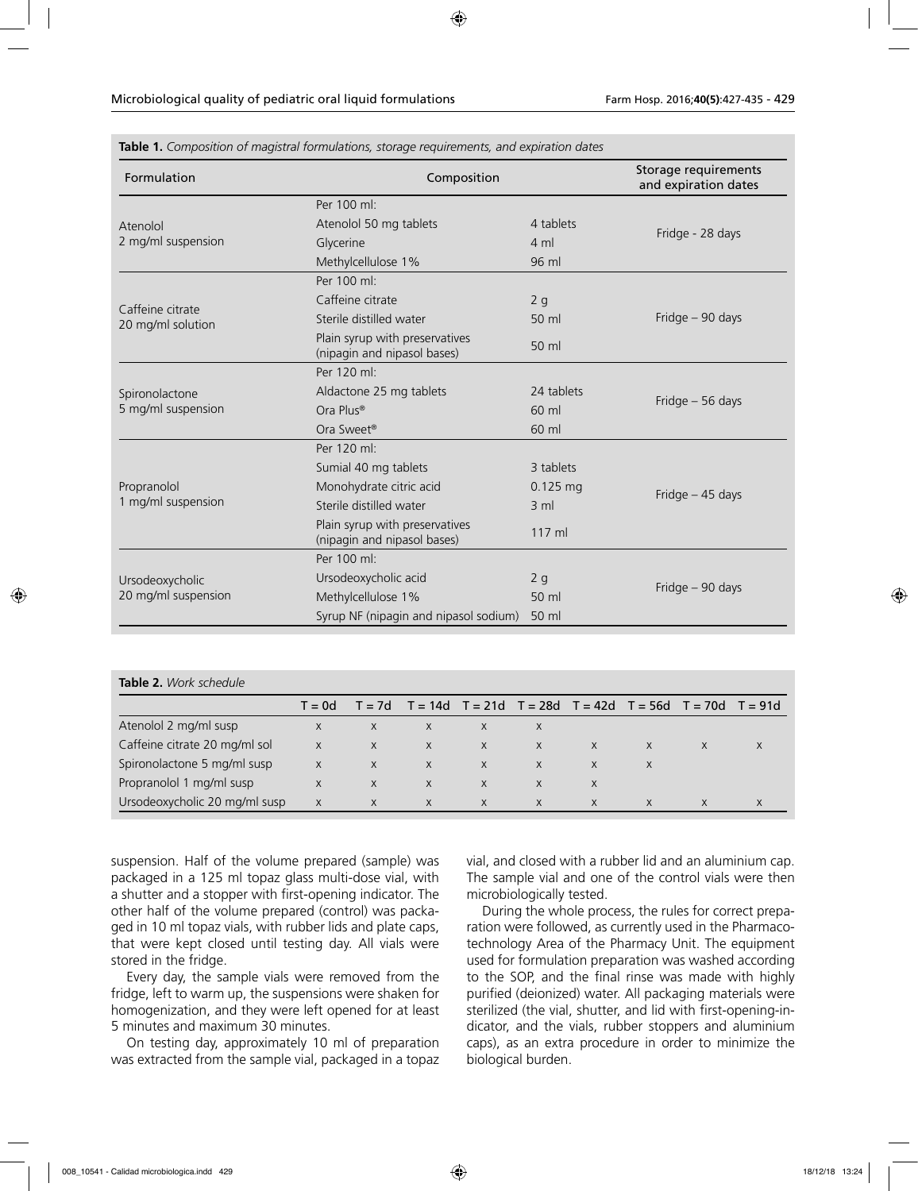**Table 1.** *Composition of magistral formulations, storage requirements, and expiration dates*

| Formulation | Composition | | Storage requirements and expiration dates |
|---|---|---|---|
| Atenolol 2 mg/ml suspension | Per 100 ml: | | Fridge - 28 days |
| | Atenolol 50 mg tablets | 4 tablets | |
| | Glycerine | 4 ml | |
| | Methylcellulose 1% | 96 ml | |
| Caffeine citrate 20 mg/ml solution | Per 100 ml: | | Fridge – 90 days |
| | Caffeine citrate | 2 g | |
| | Sterile distilled water | 50 ml | |
| | Plain syrup with preservatives (nipagin and nipasol bases) | 50 ml | |
| Spironolactone 5 mg/ml suspension | Per 120 ml: | | Fridge – 56 days |
| | Aldactone 25 mg tablets | 24 tablets | |
| | Ora Plus® | 60 ml | |
| | Ora Sweet® | 60 ml | |
| Propranolol 1 mg/ml suspension | Per 120 ml: | | Fridge – 45 days |
| | Sumial 40 mg tablets | 3 tablets | |
| | Monohydrate citric acid | 0.125 mg | |
| | Sterile distilled water | 3 ml | |
| | Plain syrup with preservatives (nipagin and nipasol bases) | 117 ml | |
| Ursodeoxycholic 20 mg/ml suspension | Per 100 ml: | | Fridge – 90 days |
| | Ursodeoxycholic acid | 2 g | |
| | Methylcellulose 1% | 50 ml | |
| | Syrup NF (nipagin and nipasol sodium) | 50 ml | |

**Table 2.** *Work schedule*

| | T = 0d | T = 7d | T = 14d | T = 21d | T = 28d | T = 42d | T = 56d | T = 70d | T = 91d |
|---|---|---|---|---|---|---|---|---|---|
| Atenolol 2 mg/ml susp | x | x | x | x | x | | | | |
| Caffeine citrate 20 mg/ml sol | x | x | x | x | x | x | x | x | x |
| Spironolactone 5 mg/ml susp | x | x | x | x | x | x | x | | |
| Propranolol 1 mg/ml susp | x | x | x | x | x | x | | | |
| Ursodeoxycholic 20 mg/ml susp | x | x | x | x | x | x | x | x | x |

suspension. Half of the volume prepared (sample) was packaged in a 125 ml topaz glass multi-dose vial, with a shutter and a stopper with first-opening indicator. The other half of the volume prepared (control) was packaged in 10 ml topaz vials, with rubber lids and plate caps, that were kept closed until testing day. All vials were stored in the fridge.

Every day, the sample vials were removed from the fridge, left to warm up, the suspensions were shaken for homogenization, and they were left opened for at least 5 minutes and maximum 30 minutes.

On testing day, approximately 10 ml of preparation was extracted from the sample vial, packaged in a topaz vial, and closed with a rubber lid and an aluminium cap. The sample vial and one of the control vials were then microbiologically tested.

During the whole process, the rules for correct preparation were followed, as currently used in the Pharmacotechnology Area of the Pharmacy Unit. The equipment used for formulation preparation was washed according to the SOP, and the final rinse was made with highly purified (deionized) water. All packaging materials were sterilized (the vial, shutter, and lid with first-opening-indicator, and the vials, rubber stoppers and aluminium caps), as an extra procedure in order to minimize the biological burden.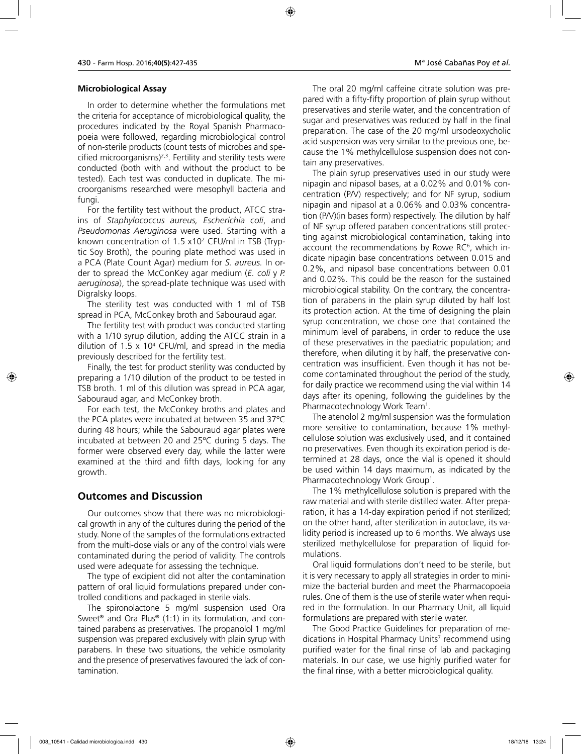### Microbiological Assay

In order to determine whether the formulations met the criteria for acceptance of microbiological quality, the procedures indicated by the Royal Spanish Pharmacopoeia were followed, regarding microbiological control of non-sterile products (count tests of microbes and specified microorganisms)[2,3]. Fertility and sterility tests were conducted (both with and without the product to be tested). Each test was conducted in duplicate. The microorganisms researched were mesophyll bacteria and fungi.

For the fertility test without the product, ATCC strains of *Staphylococcus aureus, Escherichia coli*, and *Pseudomonas Aeruginosa* were used. Starting with a known concentration of 1.5 x$10^2$ CFU/ml in TSB (Tryptic Soy Broth), the pouring plate method was used in a PCA (Plate Count Agar) medium for *S. aureus.* In order to spread the McConKey agar medium (*E. coli* y *P. aeruginosa*), the spread-plate technique was used with Digralsky loops.

The sterility test was conducted with 1 ml of TSB spread in PCA, McConkey broth and Sabouraud agar.

The fertility test with product was conducted starting with a 1/10 syrup dilution, adding the ATCC strain in a dilution of 1.5 x $10^4$ CFU/ml, and spread in the media previously described for the fertility test.

Finally, the test for product sterility was conducted by preparing a 1/10 dilution of the product to be tested in TSB broth. 1 ml of this dilution was spread in PCA agar, Sabouraud agar, and McConkey broth.

For each test, the McConkey broths and plates and the PCA plates were incubated at between 35 and 37ºC during 48 hours; while the Sabouraud agar plates were incubated at between 20 and 25ºC during 5 days. The former were observed every day, while the latter were examined at the third and fifth days, looking for any growth.

## Outcomes and Discussion

Our outcomes show that there was no microbiological growth in any of the cultures during the period of the study. None of the samples of the formulations extracted from the multi-dose vials or any of the control vials were contaminated during the period of validity. The controls used were adequate for assessing the technique.

The type of excipient did not alter the contamination pattern of oral liquid formulations prepared under controlled conditions and packaged in sterile vials.

The spironolactone 5 mg/ml suspension used Ora Sweet® and Ora Plus® (1:1) in its formulation, and contained parabens as preservatives. The propanolol 1 mg/ml suspension was prepared exclusively with plain syrup with parabens. In these two situations, the vehicle osmolarity and the presence of preservatives favoured the lack of contamination.

The oral 20 mg/ml caffeine citrate solution was prepared with a fifty-fifty proportion of plain syrup without preservatives and sterile water, and the concentration of sugar and preservatives was reduced by half in the final preparation. The case of the 20 mg/ml ursodeoxycholic acid suspension was very similar to the previous one, because the 1% methylcellulose suspension does not contain any preservatives.

The plain syrup preservatives used in our study were nipagin and nipasol bases, at a 0.02% and 0.01% concentration (P/V) respectively; and for NF syrup, sodium nipagin and nipasol at a 0.06% and 0.03% concentration (P/V)(in bases form) respectively. The dilution by half of NF syrup offered paraben concentrations still protecting against microbiological contamination, taking into account the recommendations by Rowe RC[6], which indicate nipagin base concentrations between 0.015 and 0.2%, and nipasol base concentrations between 0.01 and 0.02%. This could be the reason for the sustained microbiological stability. On the contrary, the concentration of parabens in the plain syrup diluted by half lost its protection action. At the time of designing the plain syrup concentration, we chose one that contained the minimum level of parabens, in order to reduce the use of these preservatives in the paediatric population; and therefore, when diluting it by half, the preservative concentration was insufficient. Even though it has not become contaminated throughout the period of the study, for daily practice we recommend using the vial within 14 days after its opening, following the guidelines by the Pharmacotechnology Work Team[1].

The atenolol 2 mg/ml suspension was the formulation more sensitive to contamination, because 1% methylcellulose solution was exclusively used, and it contained no preservatives. Even though its expiration period is determined at 28 days, once the vial is opened it should be used within 14 days maximum, as indicated by the Pharmacotechnology Work Group[1].

The 1% methylcellulose solution is prepared with the raw material and with sterile distilled water. After preparation, it has a 14-day expiration period if not sterilized; on the other hand, after sterilization in autoclave, its validity period is increased up to 6 months. We always use sterilized methylcellulose for preparation of liquid formulations.

Oral liquid formulations don't need to be sterile, but it is very necessary to apply all strategies in order to minimize the bacterial burden and meet the Pharmacopoeia rules. One of them is the use of sterile water when required in the formulation. In our Pharmacy Unit, all liquid formulations are prepared with sterile water.

The Good Practice Guidelines for preparation of medications in Hospital Pharmacy Units[7] recommend using purified water for the final rinse of lab and packaging materials. In our case, we use highly purified water for the final rinse, with a better microbiological quality.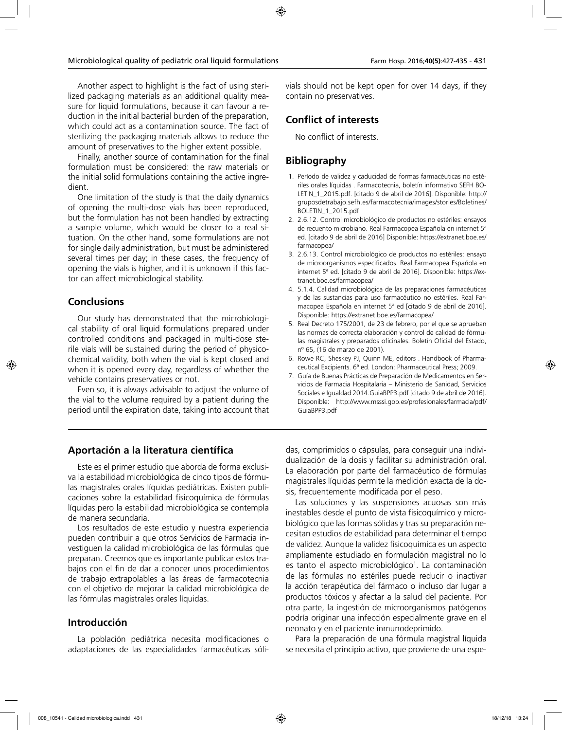Another aspect to highlight is the fact of using sterilized packaging materials as an additional quality measure for liquid formulations, because it can favour a reduction in the initial bacterial burden of the preparation, which could act as a contamination source. The fact of sterilizing the packaging materials allows to reduce the amount of preservatives to the higher extent possible.

Finally, another source of contamination for the final formulation must be considered: the raw materials or the initial solid formulations containing the active ingredient.

One limitation of the study is that the daily dynamics of opening the multi-dose vials has been reproduced, but the formulation has not been handled by extracting a sample volume, which would be closer to a real situation. On the other hand, some formulations are not for single daily administration, but must be administered several times per day; in these cases, the frequency of opening the vials is higher, and it is unknown if this factor can affect microbiological stability.

## Conclusions

Our study has demonstrated that the microbiological stability of oral liquid formulations prepared under controlled conditions and packaged in multi-dose sterile vials will be sustained during the period of physicochemical validity, both when the vial is kept closed and when it is opened every day, regardless of whether the vehicle contains preservatives or not.

Even so, it is always advisable to adjust the volume of the vial to the volume required by a patient during the period until the expiration date, taking into account that vials should not be kept open for over 14 days, if they contain no preservatives.

## Conflict of interests

No conflict of interests.

## Bibliography

1. Período de validez y caducidad de formas farmacéuticas no estériles orales líquidas . Farmacotecnia, boletín informativo SEFH BOLETIN_1_2015.pdf. [citado 9 de abril de 2016]. Disponible: http://gruposdetrabajo.sefh.es/farmacotecnia/images/stories/Boletines/BOLETIN_1_2015.pdf
2. 2.6.12. Control microbiológico de productos no estériles: ensayos de recuento microbiano. Real Farmacopea Española en internet 5ª ed. [citado 9 de abril de 2016] Disponible: https://extranet.boe.es/farmacopea/
3. 2.6.13. Control microbiológico de productos no estériles: ensayo de microorganismos especificados. Real Farmacopea Española en internet 5ª ed. [citado 9 de abril de 2016]. Disponible: https://extranet.boe.es/farmacopea/
4. 5.1.4. Calidad microbiológica de las preparaciones farmacéuticas y de las sustancias para uso farmacéutico no estériles. Real Farmacopea Española en internet 5ª ed [citado 9 de abril de 2016]. Disponible: https://extranet.boe.es/farmacopea/
5. Real Decreto 175/2001, de 23 de febrero, por el que se aprueban las normas de correcta elaboración y control de calidad de fórmulas magistrales y preparados oficinales. Boletín Oficial del Estado, nº 65, (16 de marzo de 2001).
6. Rowe RC, Sheskey PJ, Quinn ME, editors . Handbook of Pharmaceutical Excipients. 6ª ed. London: Pharmaceutical Press; 2009.
7. Guía de Buenas Prácticas de Preparación de Medicamentos en Servicios de Farmacia Hospitalaria – Ministerio de Sanidad, Servicios Sociales e Igualdad 2014.GuiaBPP3.pdf [citado 9 de abril de 2016]. Disponible: http://www.msssi.gob.es/profesionales/farmacia/pdf/GuiaBPP3.pdf

## Aportación a la literatura científica

Este es el primer estudio que aborda de forma exclusiva la estabilidad microbiológica de cinco tipos de fórmulas magistrales orales líquidas pediátricas. Existen publicaciones sobre la estabilidad fisicoquímica de fórmulas líquidas pero la estabilidad microbiológica se contempla de manera secundaria.

Los resultados de este estudio y nuestra experiencia pueden contribuir a que otros Servicios de Farmacia investiguen la calidad microbiológica de las fórmulas que preparan. Creemos que es importante publicar estos trabajos con el fin de dar a conocer unos procedimientos de trabajo extrapolables a las áreas de farmacotecnia con el objetivo de mejorar la calidad microbiológica de las fórmulas magistrales orales líquidas.

## Introducción

La población pediátrica necesita modificaciones o adaptaciones de las especialidades farmacéuticas sólidas, comprimidos o cápsulas, para conseguir una individualización de la dosis y facilitar su administración oral. La elaboración por parte del farmacéutico de fórmulas magistrales líquidas permite la medición exacta de la dosis, frecuentemente modificada por el peso.

Las soluciones y las suspensiones acuosas son más inestables desde el punto de vista fisicoquímico y microbiológico que las formas sólidas y tras su preparación necesitan estudios de estabilidad para determinar el tiempo de validez. Aunque la validez fisicoquímica es un aspecto ampliamente estudiado en formulación magistral no lo es tanto el aspecto microbiológico[1]. La contaminación de las fórmulas no estériles puede reducir o inactivar la acción terapéutica del fármaco o incluso dar lugar a productos tóxicos y afectar a la salud del paciente. Por otra parte, la ingestión de microorganismos patógenos podría originar una infección especialmente grave en el neonato y en el paciente inmunodeprimido.

Para la preparación de una fórmula magistral líquida se necesita el principio activo, que proviene de una espe-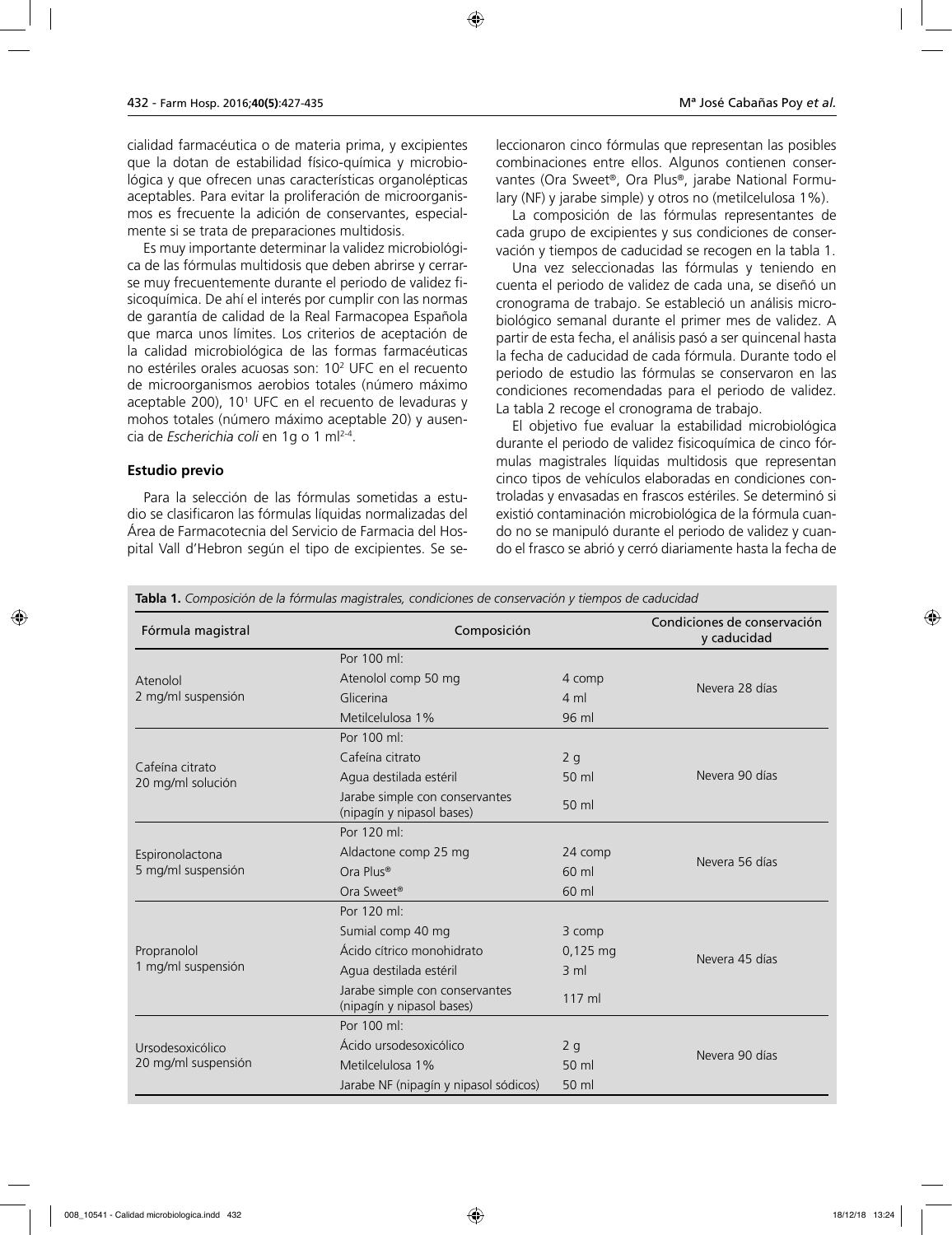cialidad farmacéutica o de materia prima, y excipientes que la dotan de estabilidad físico-química y microbiológica y que ofrecen unas características organolépticas aceptables. Para evitar la proliferación de microorganismos es frecuente la adición de conservantes, especialmente si se trata de preparaciones multidosis.

Es muy importante determinar la validez microbiológica de las fórmulas multidosis que deben abrirse y cerrarse muy frecuentemente durante el periodo de validez fisicoquímica. De ahí el interés por cumplir con las normas de garantía de calidad de la Real Farmacopea Española que marca unos límites. Los criterios de aceptación de la calidad microbiológica de las formas farmacéuticas no estériles orales acuosas son: $10^2$ UFC en el recuento de microorganismos aerobios totales (número máximo aceptable 200), $10^1$ UFC en el recuento de levaduras y mohos totales (número máximo aceptable 20) y ausencia de *Escherichia coli* en 1g o 1 ml[2-4].

### Estudio previo

Para la selección de las fórmulas sometidas a estudio se clasificaron las fórmulas líquidas normalizadas del Área de Farmacotecnia del Servicio de Farmacia del Hospital Vall d'Hebron según el tipo de excipientes. Se seleccionaron cinco fórmulas que representan las posibles combinaciones entre ellos. Algunos contienen conservantes (Ora Sweet®, Ora Plus®, jarabe National Formulary (NF) y jarabe simple) y otros no (metilcelulosa 1%).

La composición de las fórmulas representantes de cada grupo de excipientes y sus condiciones de conservación y tiempos de caducidad se recogen en la tabla 1.

Una vez seleccionadas las fórmulas y teniendo en cuenta el periodo de validez de cada una, se diseñó un cronograma de trabajo. Se estableció un análisis microbiológico semanal durante el primer mes de validez. A partir de esta fecha, el análisis pasó a ser quincenal hasta la fecha de caducidad de cada fórmula. Durante todo el periodo de estudio las fórmulas se conservaron en las condiciones recomendadas para el periodo de validez. La tabla 2 recoge el cronograma de trabajo.

El objetivo fue evaluar la estabilidad microbiológica durante el periodo de validez fisicoquímica de cinco fórmulas magistrales líquidas multidosis que representan cinco tipos de vehículos elaboradas en condiciones controladas y envasadas en frascos estériles. Se determinó si existió contaminación microbiológica de la fórmula cuando no se manipuló durante el periodo de validez y cuando el frasco se abrió y cerró diariamente hasta la fecha de

**Tabla 1.** *Composición de la fórmulas magistrales, condiciones de conservación y tiempos de caducidad*

| Fórmula magistral | Composición | | Condiciones de conservación y caducidad |
|---|---|---|---|
| Atenolol 2 mg/ml suspensión | Por 100 ml: | | Nevera 28 días |
| | Atenolol comp 50 mg | 4 comp | |
| | Glicerina | 4 ml | |
| | Metilcelulosa 1% | 96 ml | |
| Cafeína citrato 20 mg/ml solución | Por 100 ml: | | Nevera 90 días |
| | Cafeína citrato | 2 g | |
| | Agua destilada estéril | 50 ml | |
| | Jarabe simple con conservantes (nipagín y nipasol bases) | 50 ml | |
| Espironolactona 5 mg/ml suspensión | Por 120 ml: | | Nevera 56 días |
| | Aldactone comp 25 mg | 24 comp | |
| | Ora Plus® | 60 ml | |
| | Ora Sweet® | 60 ml | |
| Propranolol 1 mg/ml suspensión | Por 120 ml: | | Nevera 45 días |
| | Sumial comp 40 mg | 3 comp | |
| | Ácido cítrico monohidrato | 0,125 mg | |
| | Agua destilada estéril | 3 ml | |
| | Jarabe simple con conservantes (nipagín y nipasol bases) | 117 ml | |
| Ursodesoxicólico 20 mg/ml suspensión | Por 100 ml: | | Nevera 90 días |
| | Ácido ursodesoxicólico | 2 g | |
| | Metilcelulosa 1% | 50 ml | |
| | Jarabe NF (nipagín y nipasol sódicos) | 50 ml | |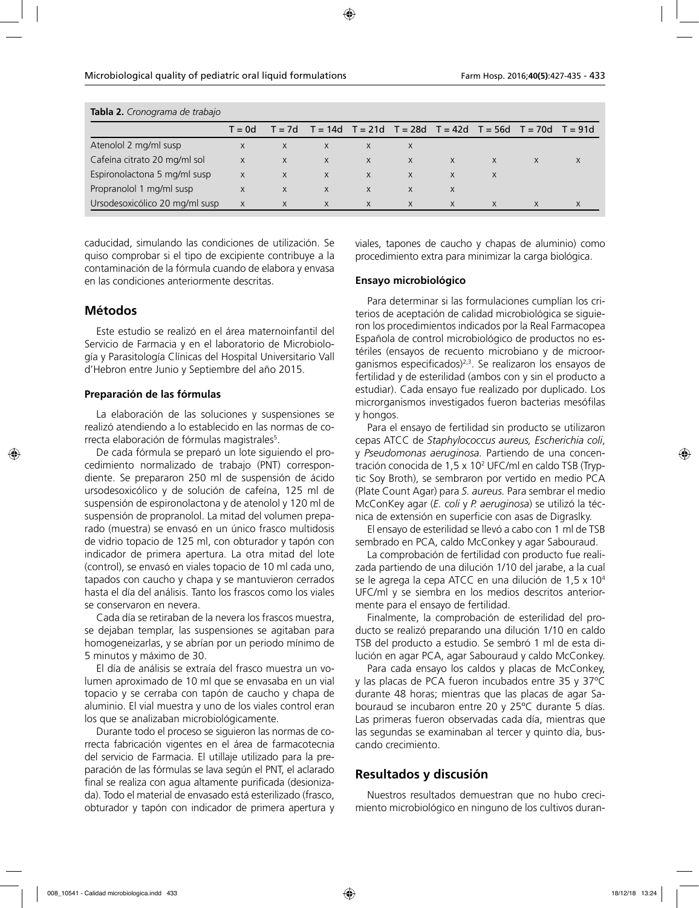**Tabla 2.** *Cronograma de trabajo*

| | T = 0d | T = 7d | T = 14d | T = 21d | T = 28d | T = 42d | T = 56d | T = 70d | T = 91d |
|---|---|---|---|---|---|---|---|---|---|
| Atenolol 2 mg/ml susp | x | x | x | x | x | | | | |
| Cafeína citrato 20 mg/ml sol | x | x | x | x | x | x | x | x | x |
| Espironolactona 5 mg/ml susp | x | x | x | x | x | x | x | | |
| Propranolol 1 mg/ml susp | x | x | x | x | x | x | | | |
| Ursodesoxicólico 20 mg/ml susp | x | x | x | x | x | x | x | x | x |

caducidad, simulando las condiciones de utilización. Se quiso comprobar si el tipo de excipiente contribuye a la contaminación de la fórmula cuando de elabora y envasa en las condiciones anteriormente descritas.

## Métodos

Este estudio se realizó en el área maternoinfantil del Servicio de Farmacia y en el laboratorio de Microbiología y Parasitología Clínicas del Hospital Universitario Vall d'Hebron entre Junio y Septiembre del año 2015.

### Preparación de las fórmulas

La elaboración de las soluciones y suspensiones se realizó atendiendo a lo establecido en las normas de correcta elaboración de fórmulas magistrales[5].

De cada fórmula se preparó un lote siguiendo el procedimiento normalizado de trabajo (PNT) correspondiente. Se prepararon 250 ml de suspensión de ácido ursodesoxicólico y de solución de cafeína, 125 ml de suspensión de espironolactona y de atenolol y 120 ml de suspensión de propranolol. La mitad del volumen preparado (muestra) se envasó en un único frasco multidosis de vidrio topacio de 125 ml, con obturador y tapón con indicador de primera apertura. La otra mitad del lote (control), se envasó en viales topacio de 10 ml cada uno, tapados con caucho y chapa y se mantuvieron cerrados hasta el día del análisis. Tanto los frascos como los viales se conservaron en nevera.

Cada día se retiraban de la nevera los frascos muestra, se dejaban templar, las suspensiones se agitaban para homogeneizarlas, y se abrían por un periodo mínimo de 5 minutos y máximo de 30.

El día de análisis se extraía del frasco muestra un volumen aproximado de 10 ml que se envasaba en un vial topacio y se cerraba con tapón de caucho y chapa de aluminio. El vial muestra y uno de los viales control eran los que se analizaban microbiológicamente.

Durante todo el proceso se siguieron las normas de correcta fabricación vigentes en el área de farmacotecnia del servicio de Farmacia. El utillaje utilizado para la preparación de las fórmulas se lava según el PNT, el aclarado final se realiza con agua altamente purificada (desionizada). Todo el material de envasado está esterilizado (frasco, obturador y tapón con indicador de primera apertura y viales, tapones de caucho y chapas de aluminio) como procedimiento extra para minimizar la carga biológica.

### Ensayo microbiológico

Para determinar si las formulaciones cumplían los criterios de aceptación de calidad microbiológica se siguieron los procedimientos indicados por la Real Farmacopea Española de control microbiológico de productos no estériles (ensayos de recuento microbiano y de microorganismos especificados)[2,3]. Se realizaron los ensayos de fertilidad y de esterilidad (ambos con y sin el producto a estudiar). Cada ensayo fue realizado por duplicado. Los microrganismos investigados fueron bacterias mesófilas y hongos.

Para el ensayo de fertilidad sin producto se utilizaron cepas ATCC de *Staphylococcus aureus, Escherichia coli*, y *Pseudomonas aeruginosa.* Partiendo de una concentración conocida de $1,5 \times 10^2$ UFC/ml en caldo TSB (Tryptic Soy Broth), se sembraron por vertido en medio PCA (Plate Count Agar) para *S. aureus.* Para sembrar el medio McConKey agar (*E. coli* y *P. aeruginosa*) se utilizó la técnica de extensión en superficie con asas de Digraslky.

El ensayo de esterilidad se llevó a cabo con 1 ml de TSB sembrado en PCA, caldo McConkey y agar Sabouraud.

La comprobación de fertilidad con producto fue realizada partiendo de una dilución 1/10 del jarabe, a la cual se le agrega la cepa ATCC en una dilución de $1,5 \times 10^4$ UFC/ml y se siembra en los medios descritos anteriormente para el ensayo de fertilidad.

Finalmente, la comprobación de esterilidad del producto se realizó preparando una dilución 1/10 en caldo TSB del producto a estudio. Se sembró 1 ml de esta dilución en agar PCA, agar Sabouraud y caldo McConkey.

Para cada ensayo los caldos y placas de McConkey, y las placas de PCA fueron incubados entre 35 y 37ºC durante 48 horas; mientras que las placas de agar Sabouraud se incubaron entre 20 y 25ºC durante 5 días. Las primeras fueron observadas cada día, mientras que las segundas se examinaban al tercer y quinto día, buscando crecimiento.

## Resultados y discusión

Nuestros resultados demuestran que no hubo crecimiento microbiológico en ninguno de los cultivos duran-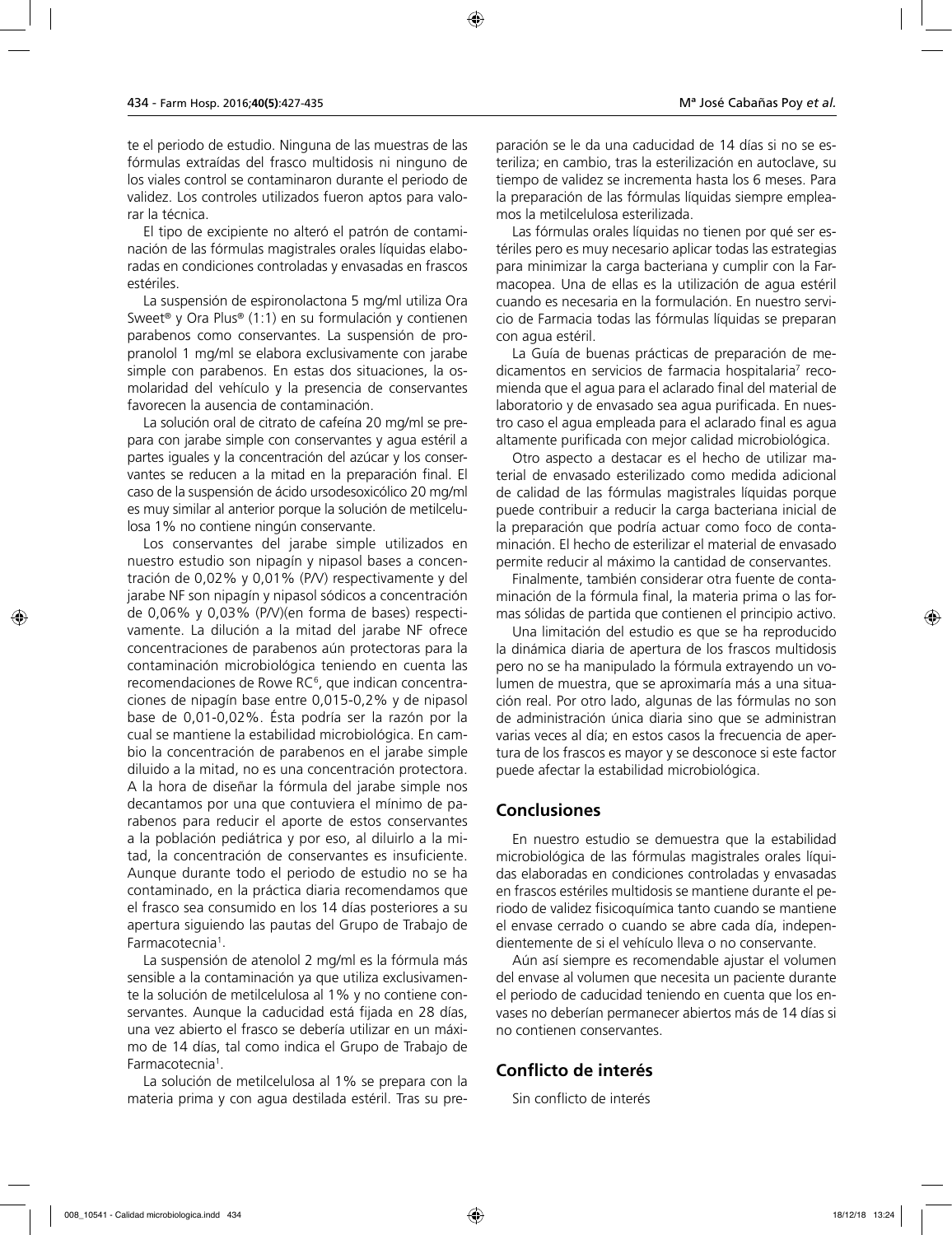te el periodo de estudio. Ninguna de las muestras de las fórmulas extraídas del frasco multidosis ni ninguno de los viales control se contaminaron durante el periodo de validez. Los controles utilizados fueron aptos para valorar la técnica.

El tipo de excipiente no alteró el patrón de contaminación de las fórmulas magistrales orales líquidas elaboradas en condiciones controladas y envasadas en frascos estériles.

La suspensión de espironolactona 5 mg/ml utiliza Ora Sweet® y Ora Plus® (1:1) en su formulación y contienen parabenos como conservantes. La suspensión de propranolol 1 mg/ml se elabora exclusivamente con jarabe simple con parabenos. En estas dos situaciones, la osmolaridad del vehículo y la presencia de conservantes favorecen la ausencia de contaminación.

La solución oral de citrato de cafeína 20 mg/ml se prepara con jarabe simple con conservantes y agua estéril a partes iguales y la concentración del azúcar y los conservantes se reducen a la mitad en la preparación final. El caso de la suspensión de ácido ursodesoxicólico 20 mg/ml es muy similar al anterior porque la solución de metilcelulosa 1% no contiene ningún conservante.

Los conservantes del jarabe simple utilizados en nuestro estudio son nipagín y nipasol bases a concentración de 0,02% y 0,01% (P/V) respectivamente y del jarabe NF son nipagín y nipasol sódicos a concentración de 0,06% y 0,03% (P/V)(en forma de bases) respectivamente. La dilución a la mitad del jarabe NF ofrece concentraciones de parabenos aún protectoras para la contaminación microbiológica teniendo en cuenta las recomendaciones de Rowe RC[6], que indican concentraciones de nipagín base entre 0,015-0,2% y de nipasol base de 0,01-0,02%. Ésta podría ser la razón por la cual se mantiene la estabilidad microbiológica. En cambio la concentración de parabenos en el jarabe simple diluido a la mitad, no es una concentración protectora. A la hora de diseñar la fórmula del jarabe simple nos decantamos por una que contuviera el mínimo de parabenos para reducir el aporte de estos conservantes a la población pediátrica y por eso, al diluirlo a la mitad, la concentración de conservantes es insuficiente. Aunque durante todo el periodo de estudio no se ha contaminado, en la práctica diaria recomendamos que el frasco sea consumido en los 14 días posteriores a su apertura siguiendo las pautas del Grupo de Trabajo de Farmacotecnia[1].

La suspensión de atenolol 2 mg/ml es la fórmula más sensible a la contaminación ya que utiliza exclusivamente la solución de metilcelulosa al 1% y no contiene conservantes. Aunque la caducidad está fijada en 28 días, una vez abierto el frasco se debería utilizar en un máximo de 14 días, tal como indica el Grupo de Trabajo de Farmacotecnia[1].

La solución de metilcelulosa al 1% se prepara con la materia prima y con agua destilada estéril. Tras su preparación se le da una caducidad de 14 días si no se esteriliza; en cambio, tras la esterilización en autoclave, su tiempo de validez se incrementa hasta los 6 meses. Para la preparación de las fórmulas líquidas siempre empleamos la metilcelulosa esterilizada.

Las fórmulas orales líquidas no tienen por qué ser estériles pero es muy necesario aplicar todas las estrategias para minimizar la carga bacteriana y cumplir con la Farmacopea. Una de ellas es la utilización de agua estéril cuando es necesaria en la formulación. En nuestro servicio de Farmacia todas las fórmulas líquidas se preparan con agua estéril.

La Guía de buenas prácticas de preparación de medicamentos en servicios de farmacia hospitalaria[7] recomienda que el agua para el aclarado final del material de laboratorio y de envasado sea agua purificada. En nuestro caso el agua empleada para el aclarado final es agua altamente purificada con mejor calidad microbiológica.

Otro aspecto a destacar es el hecho de utilizar material de envasado esterilizado como medida adicional de calidad de las fórmulas magistrales líquidas porque puede contribuir a reducir la carga bacteriana inicial de la preparación que podría actuar como foco de contaminación. El hecho de esterilizar el material de envasado permite reducir al máximo la cantidad de conservantes.

Finalmente, también considerar otra fuente de contaminación de la fórmula final, la materia prima o las formas sólidas de partida que contienen el principio activo.

Una limitación del estudio es que se ha reproducido la dinámica diaria de apertura de los frascos multidosis pero no se ha manipulado la fórmula extrayendo un volumen de muestra, que se aproximaría más a una situación real. Por otro lado, algunas de las fórmulas no son de administración única diaria sino que se administran varias veces al día; en estos casos la frecuencia de apertura de los frascos es mayor y se desconoce si este factor puede afectar la estabilidad microbiológica.

## Conclusiones

En nuestro estudio se demuestra que la estabilidad microbiológica de las fórmulas magistrales orales líquidas elaboradas en condiciones controladas y envasadas en frascos estériles multidosis se mantiene durante el periodo de validez fisicoquímica tanto cuando se mantiene el envase cerrado o cuando se abre cada día, independientemente de si el vehículo lleva o no conservante.

Aún así siempre es recomendable ajustar el volumen del envase al volumen que necesita un paciente durante el periodo de caducidad teniendo en cuenta que los envases no deberían permanecer abiertos más de 14 días si no contienen conservantes.

## Conflicto de interés

Sin conflicto de interés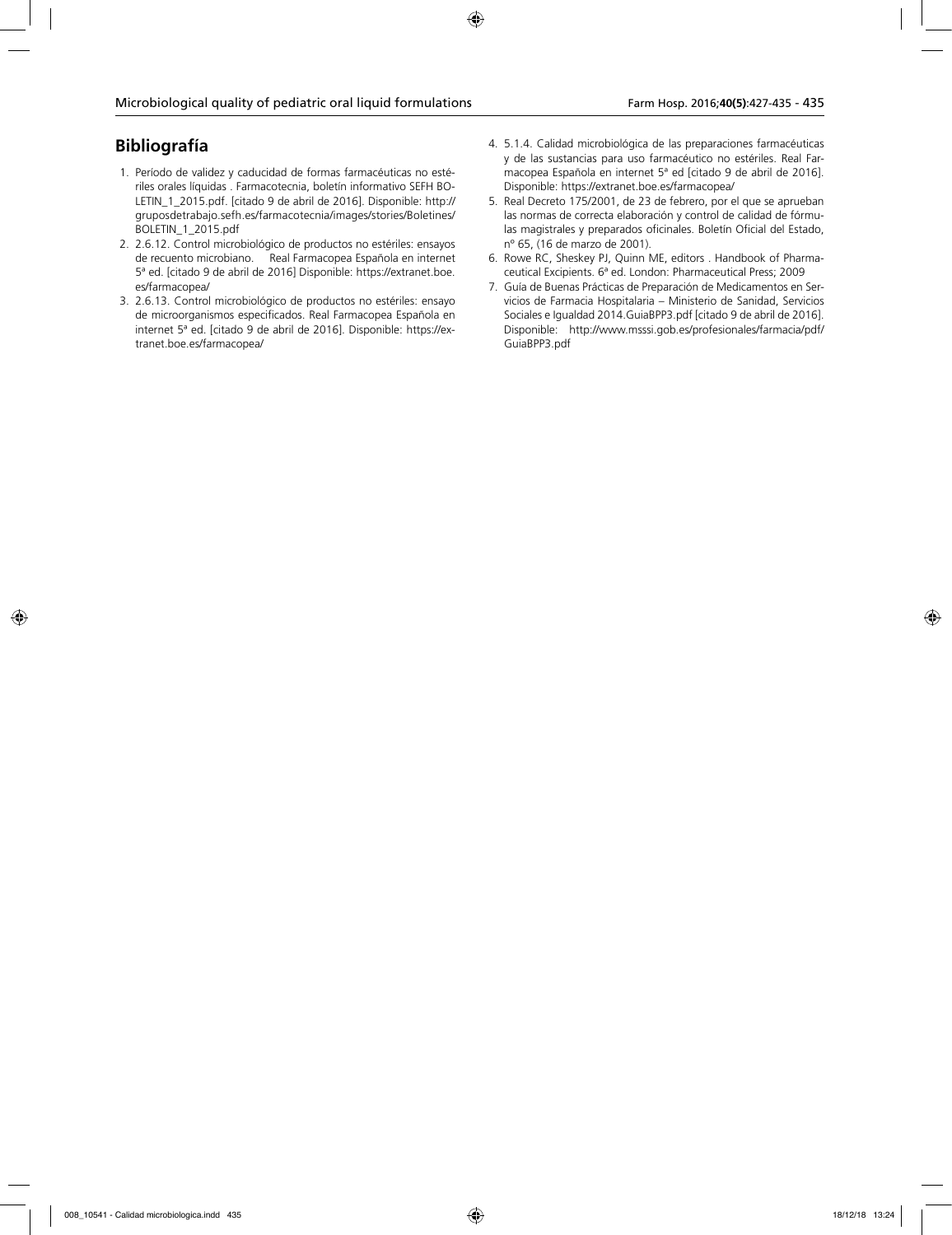## Bibliografía

1. Período de validez y caducidad de formas farmacéuticas no estériles orales líquidas . Farmacotecnia, boletín informativo SEFH BOLETIN_1_2015.pdf. [citado 9 de abril de 2016]. Disponible: http://gruposdetrabajo.sefh.es/farmacotecnia/images/stories/Boletines/BOLETIN_1_2015.pdf
2. 2.6.12. Control microbiológico de productos no estériles: ensayos de recuento microbiano. Real Farmacopea Española en internet 5ª ed. [citado 9 de abril de 2016] Disponible: https://extranet.boe.es/farmacopea/
3. 2.6.13. Control microbiológico de productos no estériles: ensayo de microorganismos especificados. Real Farmacopea Española en internet 5ª ed. [citado 9 de abril de 2016]. Disponible: https://extranet.boe.es/farmacopea/
4. 5.1.4. Calidad microbiológica de las preparaciones farmacéuticas y de las sustancias para uso farmacéutico no estériles. Real Farmacopea Española en internet 5ª ed [citado 9 de abril de 2016]. Disponible: https://extranet.boe.es/farmacopea/
5. Real Decreto 175/2001, de 23 de febrero, por el que se aprueban las normas de correcta elaboración y control de calidad de fórmulas magistrales y preparados oficinales. Boletín Oficial del Estado, nº 65, (16 de marzo de 2001).
6. Rowe RC, Sheskey PJ, Quinn ME, editors . Handbook of Pharmaceutical Excipients. 6ª ed. London: Pharmaceutical Press; 2009
7. Guía de Buenas Prácticas de Preparación de Medicamentos en Servicios de Farmacia Hospitalaria – Ministerio de Sanidad, Servicios Sociales e Igualdad 2014.GuiaBPP3.pdf [citado 9 de abril de 2016]. Disponible: http://www.msssi.gob.es/profesionales/farmacia/pdf/GuiaBPP3.pdf